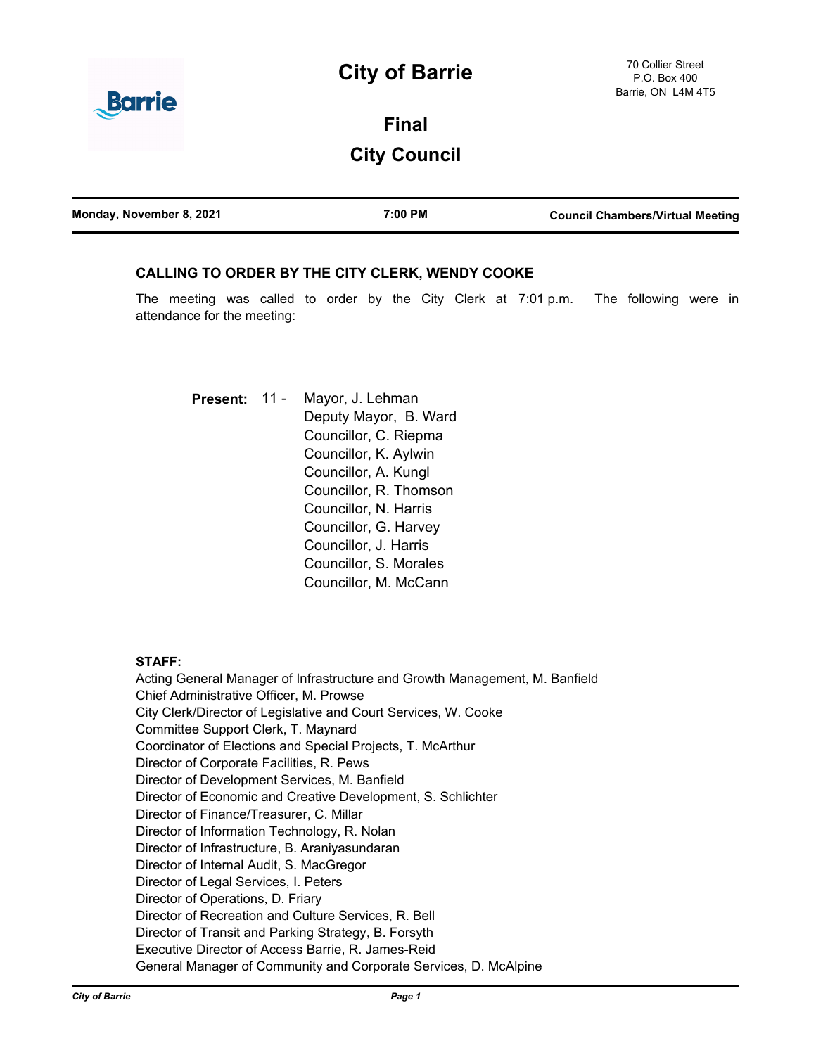# City of Barrie

70 Collier Street
P.O. Box 400
Barrie, ON L4M 4T5

## Final

## City Council

| Monday, November 8, 2021 | 7:00 PM | Council Chambers/Virtual Meeting |
|---|---|---|

### CALLING TO ORDER BY THE CITY CLERK, WENDY COOKE

The meeting was called to order by the City Clerk at 7:01 p.m. The following were in attendance for the meeting:

**Present:** 11 - Mayor, J. Lehman
Deputy Mayor, B. Ward
Councillor, C. Riepma
Councillor, K. Aylwin
Councillor, A. Kungl
Councillor, R. Thomson
Councillor, N. Harris
Councillor, G. Harvey
Councillor, J. Harris
Councillor, S. Morales
Councillor, M. McCann

**STAFF:**

Acting General Manager of Infrastructure and Growth Management, M. Banfield
Chief Administrative Officer, M. Prowse
City Clerk/Director of Legislative and Court Services, W. Cooke
Committee Support Clerk, T. Maynard
Coordinator of Elections and Special Projects, T. McArthur
Director of Corporate Facilities, R. Pews
Director of Development Services, M. Banfield
Director of Economic and Creative Development, S. Schlichter
Director of Finance/Treasurer, C. Millar
Director of Information Technology, R. Nolan
Director of Infrastructure, B. Araniyasundaran
Director of Internal Audit, S. MacGregor
Director of Legal Services, I. Peters
Director of Operations, D. Friary
Director of Recreation and Culture Services, R. Bell
Director of Transit and Parking Strategy, B. Forsyth
Executive Director of Access Barrie, R. James-Reid
General Manager of Community and Corporate Services, D. McAlpine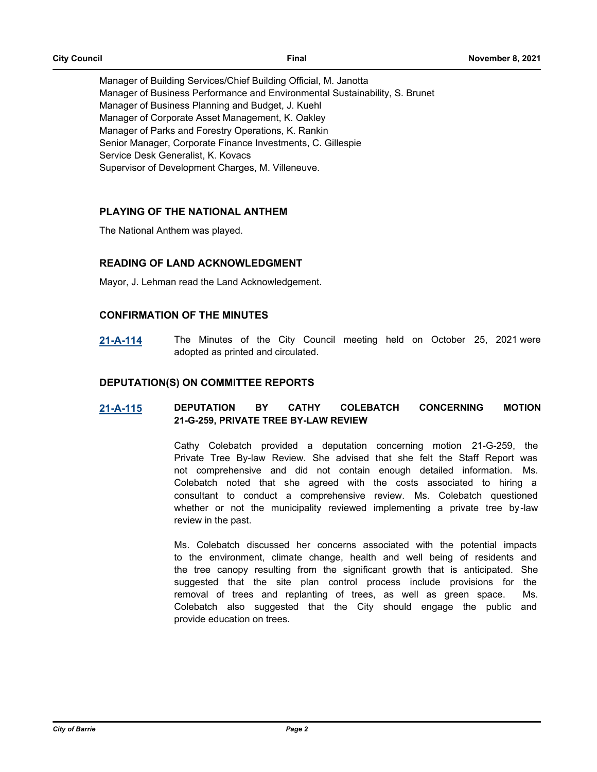Manager of Building Services/Chief Building Official, M. Janotta
Manager of Business Performance and Environmental Sustainability, S. Brunet
Manager of Business Planning and Budget, J. Kuehl
Manager of Corporate Asset Management, K. Oakley
Manager of Parks and Forestry Operations, K. Rankin
Senior Manager, Corporate Finance Investments, C. Gillespie
Service Desk Generalist, K. Kovacs
Supervisor of Development Charges, M. Villeneuve.

## PLAYING OF THE NATIONAL ANTHEM

The National Anthem was played.

## READING OF LAND ACKNOWLEDGMENT

Mayor, J. Lehman read the Land Acknowledgement.

## CONFIRMATION OF THE MINUTES

**21-A-114** The Minutes of the City Council meeting held on October 25, 2021 were adopted as printed and circulated.

## DEPUTATION(S) ON COMMITTEE REPORTS

**21-A-115** **DEPUTATION BY CATHY COLEBATCH CONCERNING MOTION 21-G-259, PRIVATE TREE BY-LAW REVIEW**

Cathy Colebatch provided a deputation concerning motion 21-G-259, the Private Tree By-law Review. She advised that she felt the Staff Report was not comprehensive and did not contain enough detailed information. Ms. Colebatch noted that she agreed with the costs associated to hiring a consultant to conduct a comprehensive review. Ms. Colebatch questioned whether or not the municipality reviewed implementing a private tree by-law review in the past.

Ms. Colebatch discussed her concerns associated with the potential impacts to the environment, climate change, health and well being of residents and the tree canopy resulting from the significant growth that is anticipated. She suggested that the site plan control process include provisions for the removal of trees and replanting of trees, as well as green space. Ms. Colebatch also suggested that the City should engage the public and provide education on trees.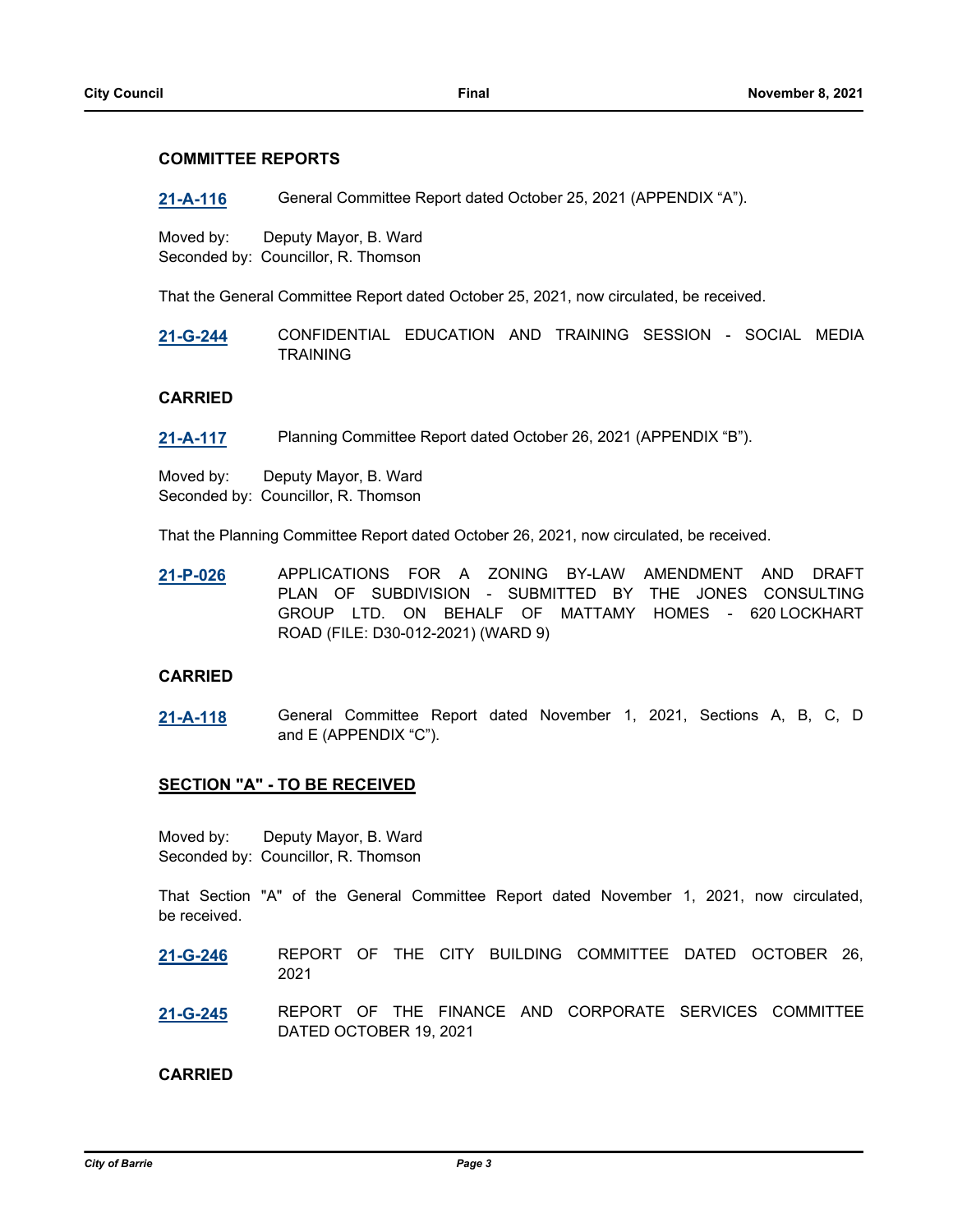### COMMITTEE REPORTS

**21-A-116** General Committee Report dated October 25, 2021 (APPENDIX “A”).

Moved by: Deputy Mayor, B. Ward
Seconded by: Councillor, R. Thomson

That the General Committee Report dated October 25, 2021, now circulated, be received.

**21-G-244** CONFIDENTIAL EDUCATION AND TRAINING SESSION - SOCIAL MEDIA TRAINING

**CARRIED**

**21-A-117** Planning Committee Report dated October 26, 2021 (APPENDIX “B”).

Moved by: Deputy Mayor, B. Ward
Seconded by: Councillor, R. Thomson

That the Planning Committee Report dated October 26, 2021, now circulated, be received.

**21-P-026** APPLICATIONS FOR A ZONING BY-LAW AMENDMENT AND DRAFT PLAN OF SUBDIVISION - SUBMITTED BY THE JONES CONSULTING GROUP LTD. ON BEHALF OF MATTAMY HOMES - 620 LOCKHART ROAD (FILE: D30-012-2021) (WARD 9)

**CARRIED**

**21-A-118** General Committee Report dated November 1, 2021, Sections A, B, C, D and E (APPENDIX “C”).

**SECTION "A" - TO BE RECEIVED**

Moved by: Deputy Mayor, B. Ward
Seconded by: Councillor, R. Thomson

That Section "A" of the General Committee Report dated November 1, 2021, now circulated, be received.

**21-G-246** REPORT OF THE CITY BUILDING COMMITTEE DATED OCTOBER 26, 2021

**21-G-245** REPORT OF THE FINANCE AND CORPORATE SERVICES COMMITTEE DATED OCTOBER 19, 2021

**CARRIED**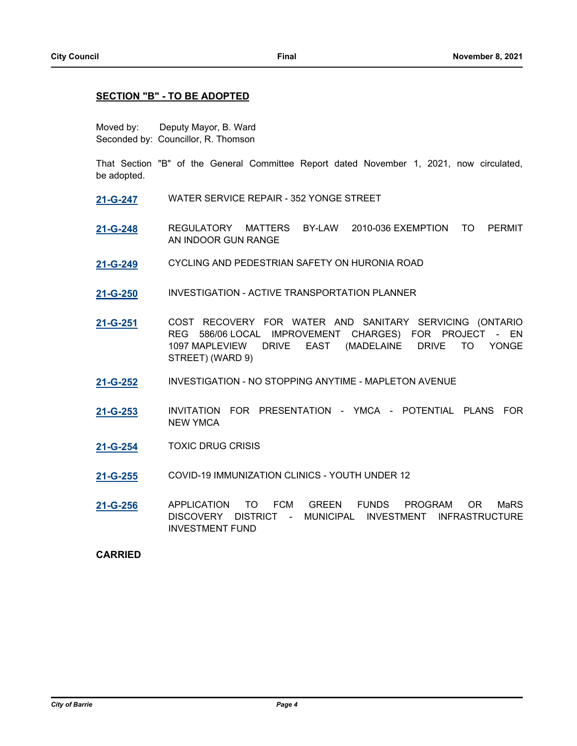## SECTION "B" - TO BE ADOPTED

Moved by: Deputy Mayor, B. Ward
Seconded by: Councillor, R. Thomson

That Section "B" of the General Committee Report dated November 1, 2021, now circulated, be adopted.

**21-G-247** WATER SERVICE REPAIR - 352 YONGE STREET

**21-G-248** REGULATORY MATTERS BY-LAW 2010-036 EXEMPTION TO PERMIT AN INDOOR GUN RANGE

**21-G-249** CYCLING AND PEDESTRIAN SAFETY ON HURONIA ROAD

**21-G-250** INVESTIGATION - ACTIVE TRANSPORTATION PLANNER

**21-G-251** COST RECOVERY FOR WATER AND SANITARY SERVICING (ONTARIO REG 586/06 LOCAL IMPROVEMENT CHARGES) FOR PROJECT - EN 1097 MAPLEVIEW DRIVE EAST (MADELAINE DRIVE TO YONGE STREET) (WARD 9)

**21-G-252** INVESTIGATION - NO STOPPING ANYTIME - MAPLETON AVENUE

**21-G-253** INVITATION FOR PRESENTATION - YMCA - POTENTIAL PLANS FOR NEW YMCA

**21-G-254** TOXIC DRUG CRISIS

**21-G-255** COVID-19 IMMUNIZATION CLINICS - YOUTH UNDER 12

**21-G-256** APPLICATION TO FCM GREEN FUNDS PROGRAM OR MaRS DISCOVERY DISTRICT - MUNICIPAL INVESTMENT INFRASTRUCTURE INVESTMENT FUND

**CARRIED**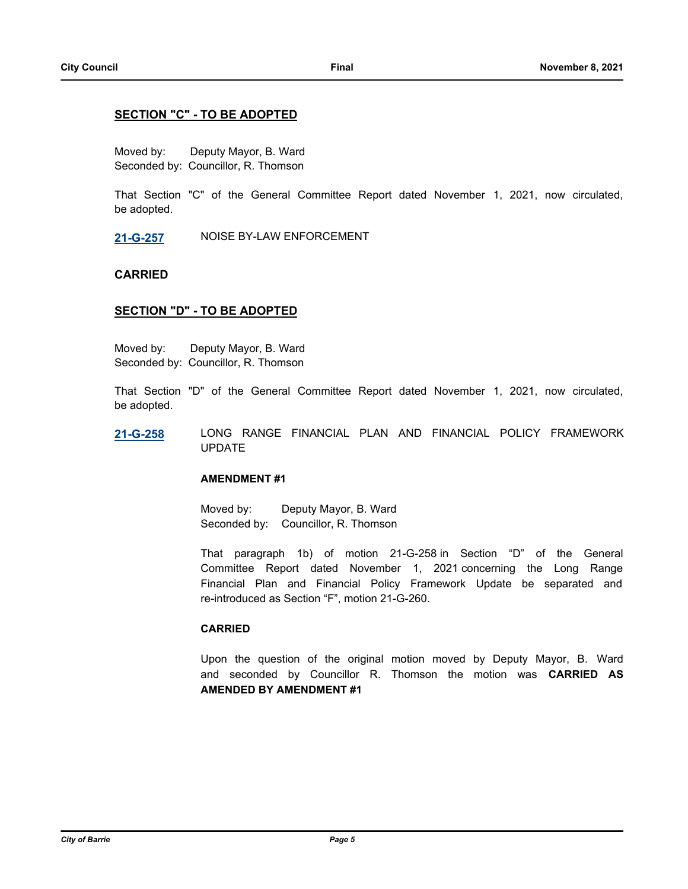## SECTION "C" - TO BE ADOPTED

Moved by: Deputy Mayor, B. Ward
Seconded by: Councillor, R. Thomson

That Section "C" of the General Committee Report dated November 1, 2021, now circulated, be adopted.

**21-G-257** NOISE BY-LAW ENFORCEMENT

**CARRIED**

## SECTION "D" - TO BE ADOPTED

Moved by: Deputy Mayor, B. Ward
Seconded by: Councillor, R. Thomson

That Section "D" of the General Committee Report dated November 1, 2021, now circulated, be adopted.

**21-G-258** LONG RANGE FINANCIAL PLAN AND FINANCIAL POLICY FRAMEWORK UPDATE

**AMENDMENT #1**

Moved by: Deputy Mayor, B. Ward
Seconded by: Councillor, R. Thomson

That paragraph 1b) of motion 21-G-258 in Section "D" of the General Committee Report dated November 1, 2021 concerning the Long Range Financial Plan and Financial Policy Framework Update be separated and re-introduced as Section "F", motion 21-G-260.

**CARRIED**

Upon the question of the original motion moved by Deputy Mayor, B. Ward and seconded by Councillor R. Thomson the motion was **CARRIED AS AMENDED BY AMENDMENT #1**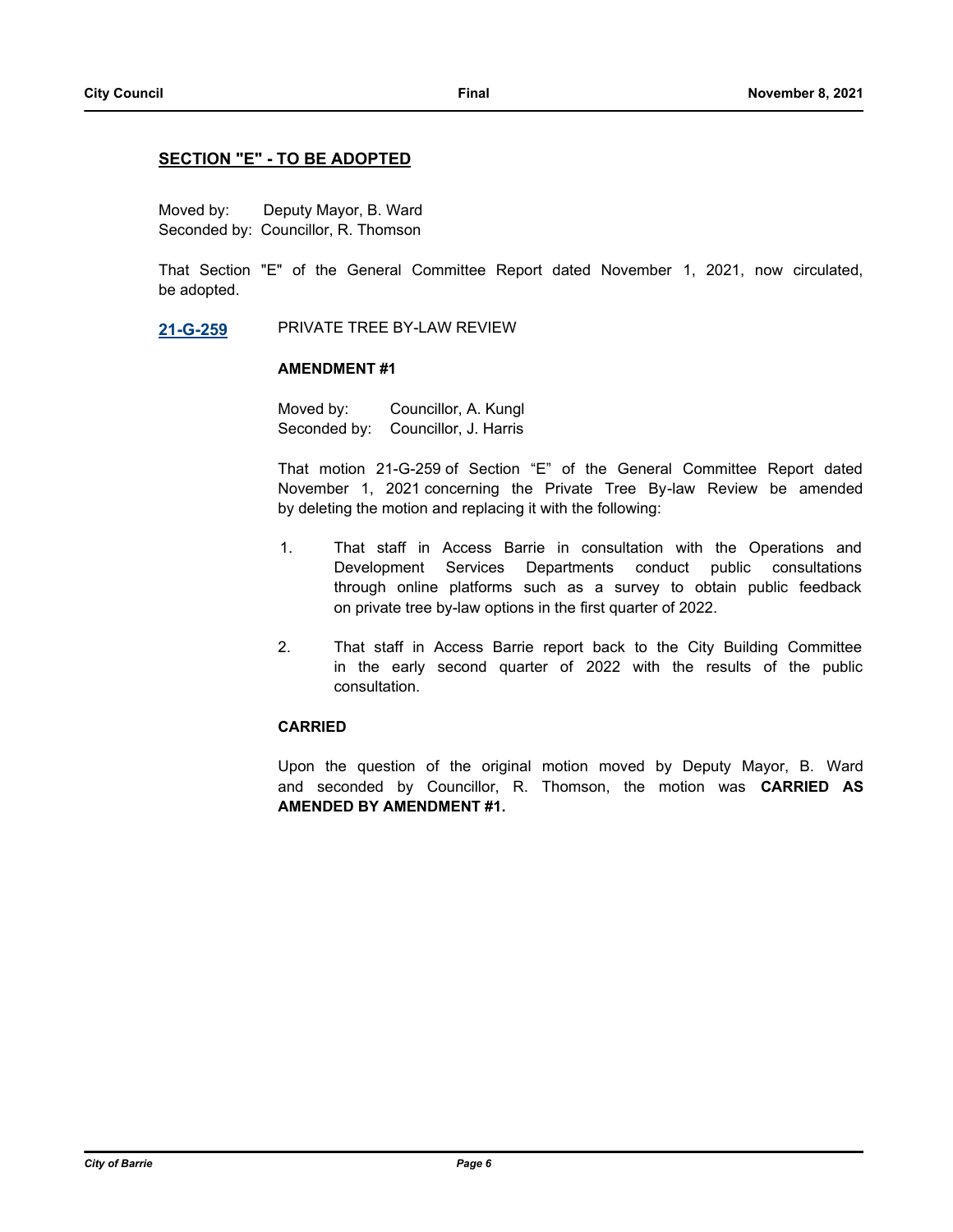## SECTION "E" - TO BE ADOPTED

Moved by: Deputy Mayor, B. Ward
Seconded by: Councillor, R. Thomson

That Section "E" of the General Committee Report dated November 1, 2021, now circulated, be adopted.

**21-G-259** PRIVATE TREE BY-LAW REVIEW

**AMENDMENT #1**

Moved by: Councillor, A. Kungl
Seconded by: Councillor, J. Harris

That motion 21-G-259 of Section "E" of the General Committee Report dated November 1, 2021 concerning the Private Tree By-law Review be amended by deleting the motion and replacing it with the following:

1. That staff in Access Barrie in consultation with the Operations and Development Services Departments conduct public consultations through online platforms such as a survey to obtain public feedback on private tree by-law options in the first quarter of 2022.

2. That staff in Access Barrie report back to the City Building Committee in the early second quarter of 2022 with the results of the public consultation.

**CARRIED**

Upon the question of the original motion moved by Deputy Mayor, B. Ward and seconded by Councillor, R. Thomson, the motion was **CARRIED AS AMENDED BY AMENDMENT #1.**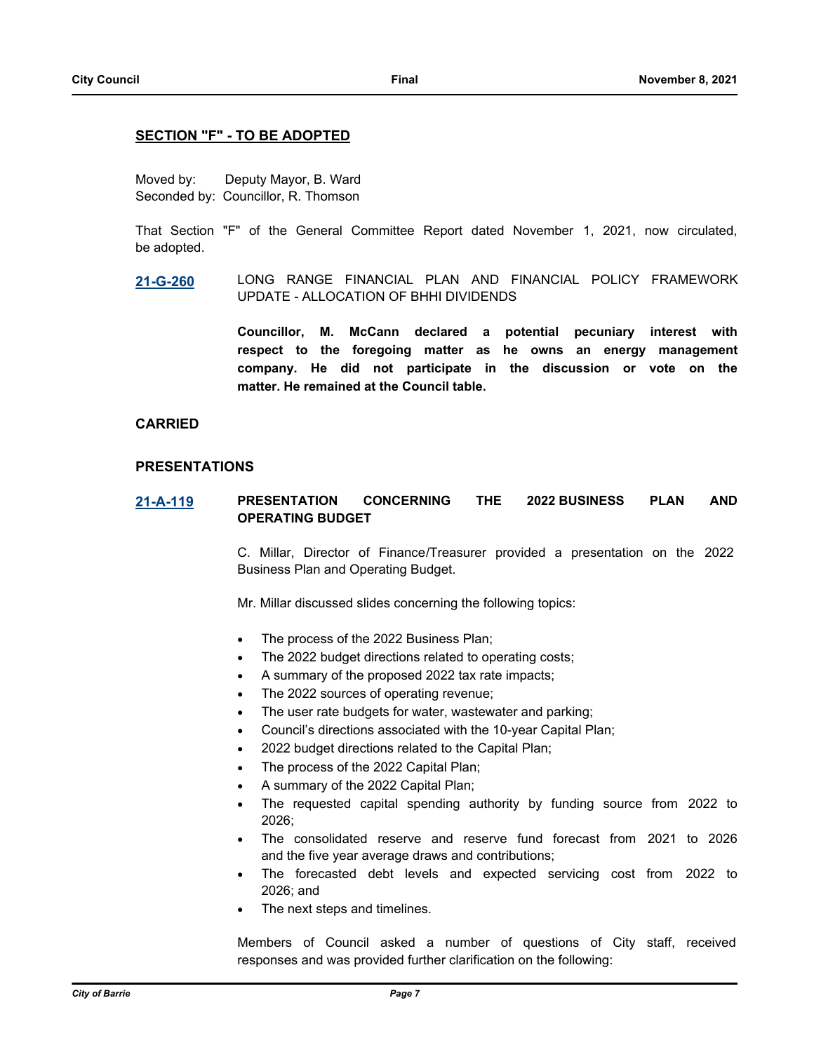## SECTION "F" - TO BE ADOPTED

Moved by: Deputy Mayor, B. Ward
Seconded by: Councillor, R. Thomson

That Section "F" of the General Committee Report dated November 1, 2021, now circulated, be adopted.

**21-G-260** LONG RANGE FINANCIAL PLAN AND FINANCIAL POLICY FRAMEWORK UPDATE - ALLOCATION OF BHHI DIVIDENDS

**Councillor, M. McCann declared a potential pecuniary interest with respect to the foregoing matter as he owns an energy management company. He did not participate in the discussion or vote on the matter. He remained at the Council table.**

**CARRIED**

## PRESENTATIONS

**21-A-119** **PRESENTATION CONCERNING THE 2022 BUSINESS PLAN AND OPERATING BUDGET**

C. Millar, Director of Finance/Treasurer provided a presentation on the 2022 Business Plan and Operating Budget.

Mr. Millar discussed slides concerning the following topics:

- The process of the 2022 Business Plan;
- The 2022 budget directions related to operating costs;
- A summary of the proposed 2022 tax rate impacts;
- The 2022 sources of operating revenue;
- The user rate budgets for water, wastewater and parking;
- Council's directions associated with the 10-year Capital Plan;
- 2022 budget directions related to the Capital Plan;
- The process of the 2022 Capital Plan;
- A summary of the 2022 Capital Plan;
- The requested capital spending authority by funding source from 2022 to 2026;
- The consolidated reserve and reserve fund forecast from 2021 to 2026 and the five year average draws and contributions;
- The forecasted debt levels and expected servicing cost from 2022 to 2026; and
- The next steps and timelines.

Members of Council asked a number of questions of City staff, received responses and was provided further clarification on the following: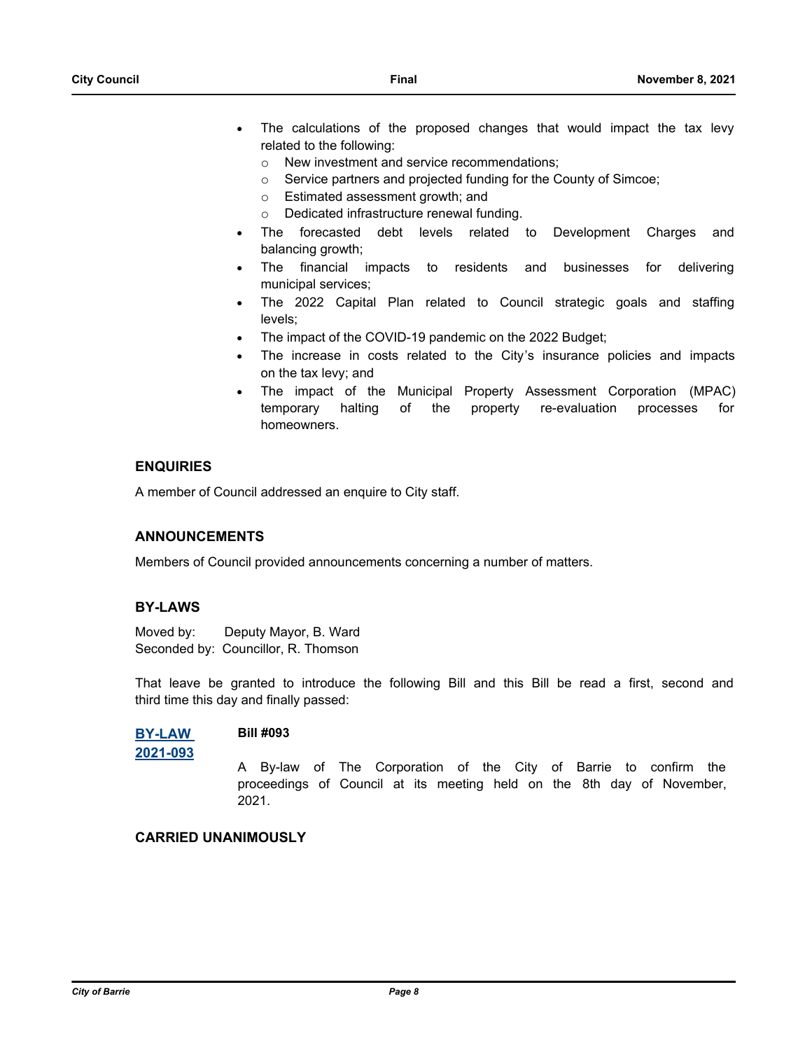- The calculations of the proposed changes that would impact the tax levy related to the following:
  - New investment and service recommendations;
  - Service partners and projected funding for the County of Simcoe;
  - Estimated assessment growth; and
  - Dedicated infrastructure renewal funding.
- The forecasted debt levels related to Development Charges and balancing growth;
- The financial impacts to residents and businesses for delivering municipal services;
- The 2022 Capital Plan related to Council strategic goals and staffing levels;
- The impact of the COVID-19 pandemic on the 2022 Budget;
- The increase in costs related to the City's insurance policies and impacts on the tax levy; and
- The impact of the Municipal Property Assessment Corporation (MPAC) temporary halting of the property re-evaluation processes for homeowners.

## ENQUIRIES

A member of Council addressed an enquire to City staff.

## ANNOUNCEMENTS

Members of Council provided announcements concerning a number of matters.

## BY-LAWS

Moved by: Deputy Mayor, B. Ward
Seconded by: Councillor, R. Thomson

That leave be granted to introduce the following Bill and this Bill be read a first, second and third time this day and finally passed:

**BY-LAW 2021-093** **Bill #093**

A By-law of The Corporation of the City of Barrie to confirm the proceedings of Council at its meeting held on the 8th day of November, 2021.

**CARRIED UNANIMOUSLY**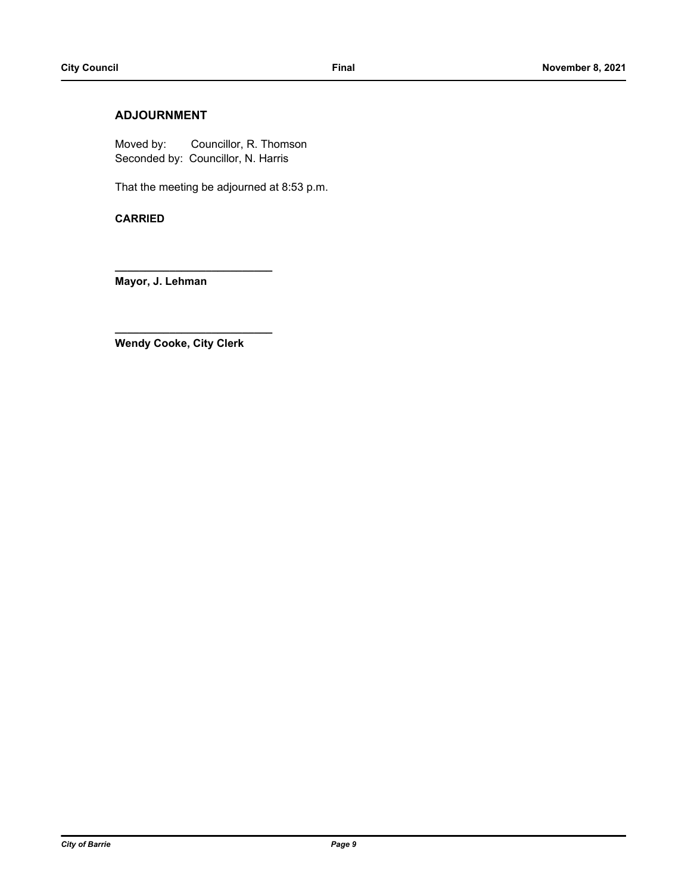## ADJOURNMENT

Moved by: Councillor, R. Thomson
Seconded by: Councillor, N. Harris

That the meeting be adjourned at 8:53 p.m.

**CARRIED**

___________________________
**Mayor, J. Lehman**

___________________________
**Wendy Cooke, City Clerk**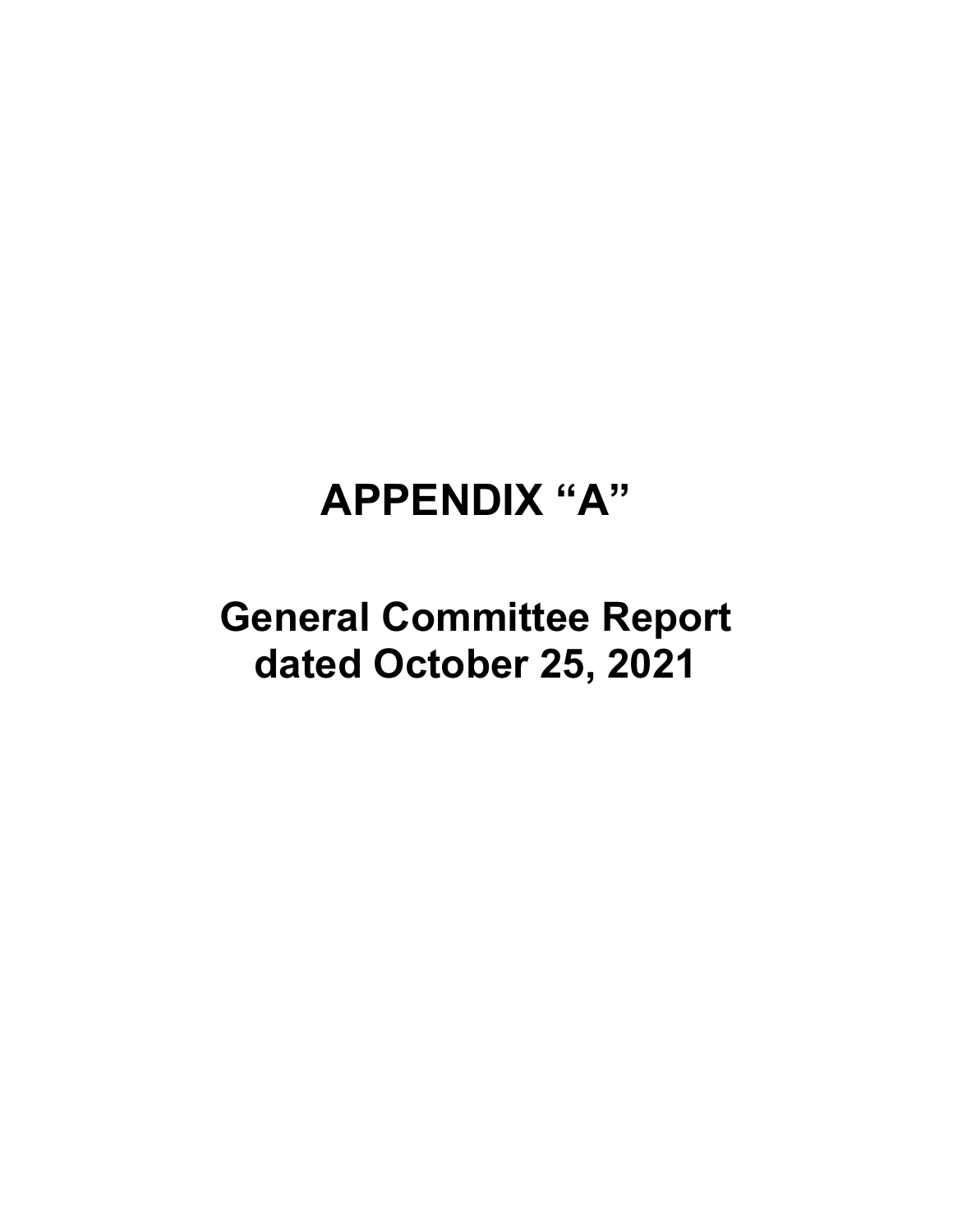# APPENDIX “A”

## General Committee Report dated October 25, 2021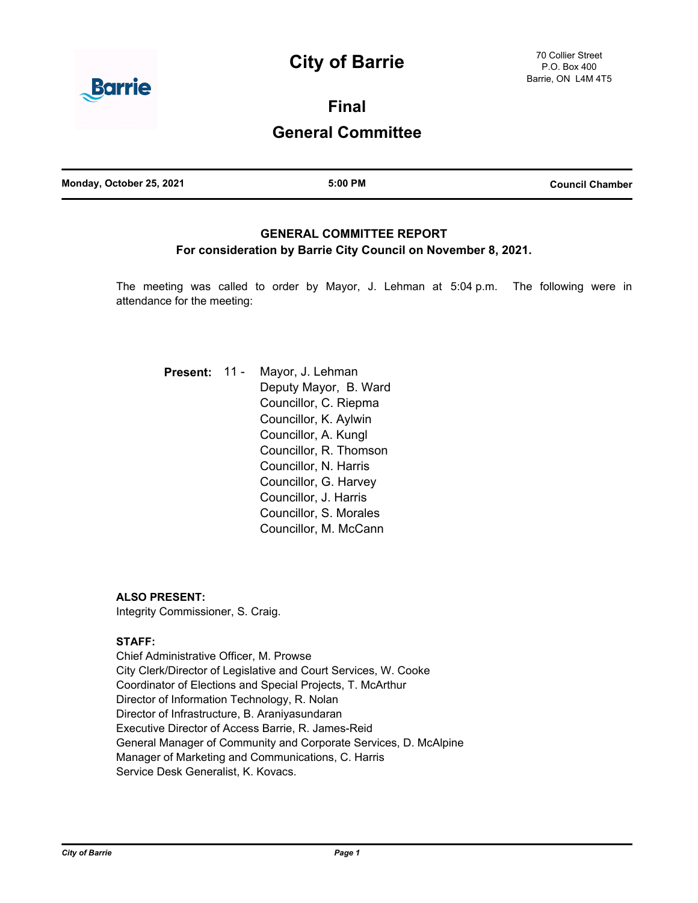# City of Barrie

70 Collier Street
P.O. Box 400
Barrie, ON L4M 4T5

## Final

## General Committee

| Monday, October 25, 2021 | 5:00 PM | Council Chamber |
|---|---|---|

### GENERAL COMMITTEE REPORT

**For consideration by Barrie City Council on November 8, 2021.**

The meeting was called to order by Mayor, J. Lehman at 5:04 p.m. The following were in attendance for the meeting:

**Present:** 11 - Mayor, J. Lehman
Deputy Mayor, B. Ward
Councillor, C. Riepma
Councillor, K. Aylwin
Councillor, A. Kungl
Councillor, R. Thomson
Councillor, N. Harris
Councillor, G. Harvey
Councillor, J. Harris
Councillor, S. Morales
Councillor, M. McCann

**ALSO PRESENT:**
Integrity Commissioner, S. Craig.

**STAFF:**
Chief Administrative Officer, M. Prowse
City Clerk/Director of Legislative and Court Services, W. Cooke
Coordinator of Elections and Special Projects, T. McArthur
Director of Information Technology, R. Nolan
Director of Infrastructure, B. Araniyasundaran
Executive Director of Access Barrie, R. James-Reid
General Manager of Community and Corporate Services, D. McAlpine
Manager of Marketing and Communications, C. Harris
Service Desk Generalist, K. Kovacs.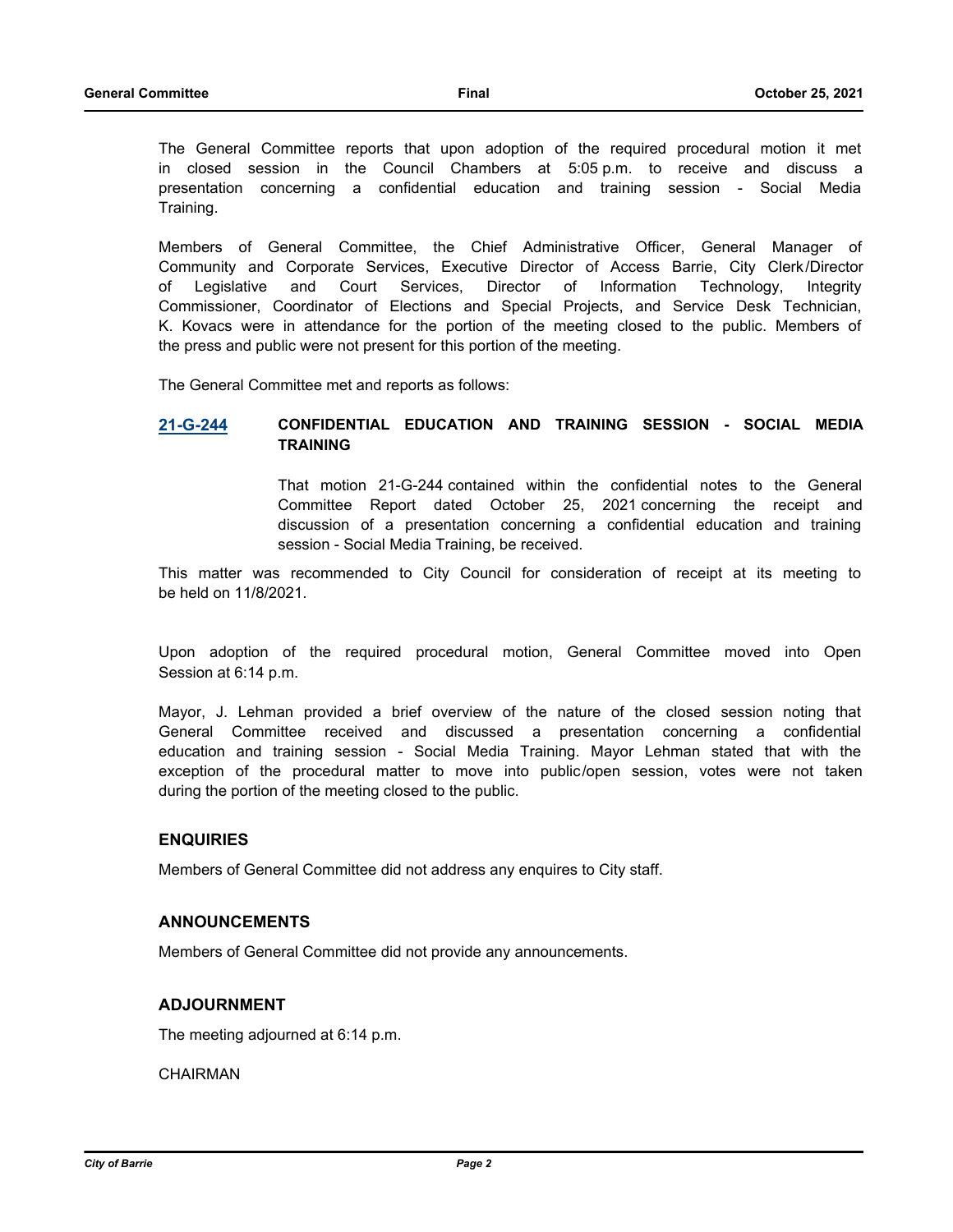The General Committee reports that upon adoption of the required procedural motion it met in closed session in the Council Chambers at 5:05 p.m. to receive and discuss a presentation concerning a confidential education and training session - Social Media Training.

Members of General Committee, the Chief Administrative Officer, General Manager of Community and Corporate Services, Executive Director of Access Barrie, City Clerk/Director of Legislative and Court Services, Director of Information Technology, Integrity Commissioner, Coordinator of Elections and Special Projects, and Service Desk Technician, K. Kovacs were in attendance for the portion of the meeting closed to the public. Members of the press and public were not present for this portion of the meeting.

The General Committee met and reports as follows:

**21-G-244 CONFIDENTIAL EDUCATION AND TRAINING SESSION - SOCIAL MEDIA TRAINING**

That motion 21-G-244 contained within the confidential notes to the General Committee Report dated October 25, 2021 concerning the receipt and discussion of a presentation concerning a confidential education and training session - Social Media Training, be received.

This matter was recommended to City Council for consideration of receipt at its meeting to be held on 11/8/2021.

Upon adoption of the required procedural motion, General Committee moved into Open Session at 6:14 p.m.

Mayor, J. Lehman provided a brief overview of the nature of the closed session noting that General Committee received and discussed a presentation concerning a confidential education and training session - Social Media Training. Mayor Lehman stated that with the exception of the procedural matter to move into public/open session, votes were not taken during the portion of the meeting closed to the public.

## ENQUIRIES

Members of General Committee did not address any enquires to City staff.

## ANNOUNCEMENTS

Members of General Committee did not provide any announcements.

## ADJOURNMENT

The meeting adjourned at 6:14 p.m.

CHAIRMAN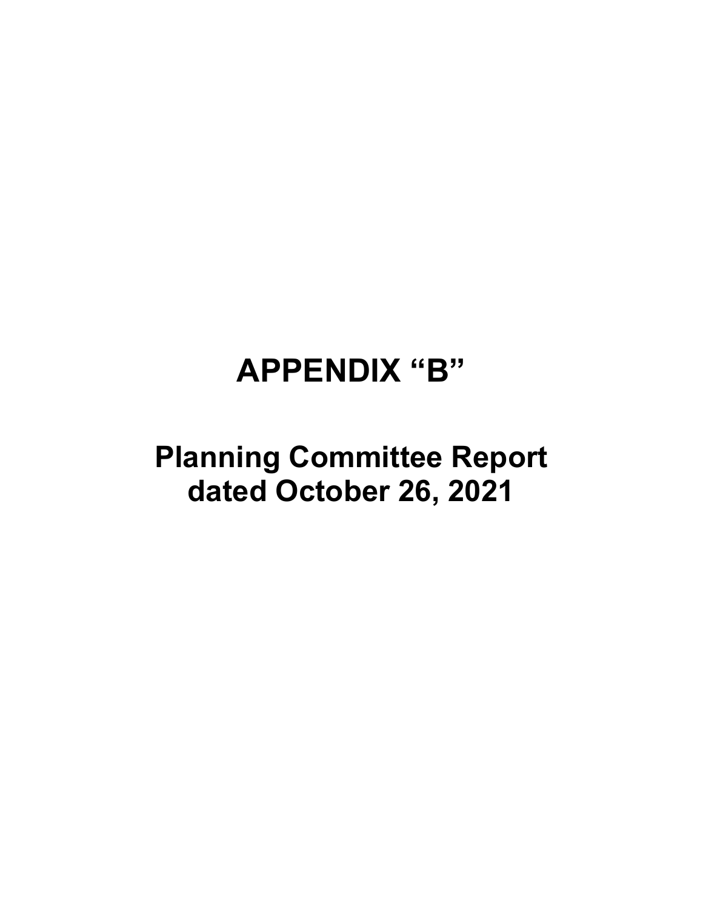# APPENDIX "B"

# Planning Committee Report dated October 26, 2021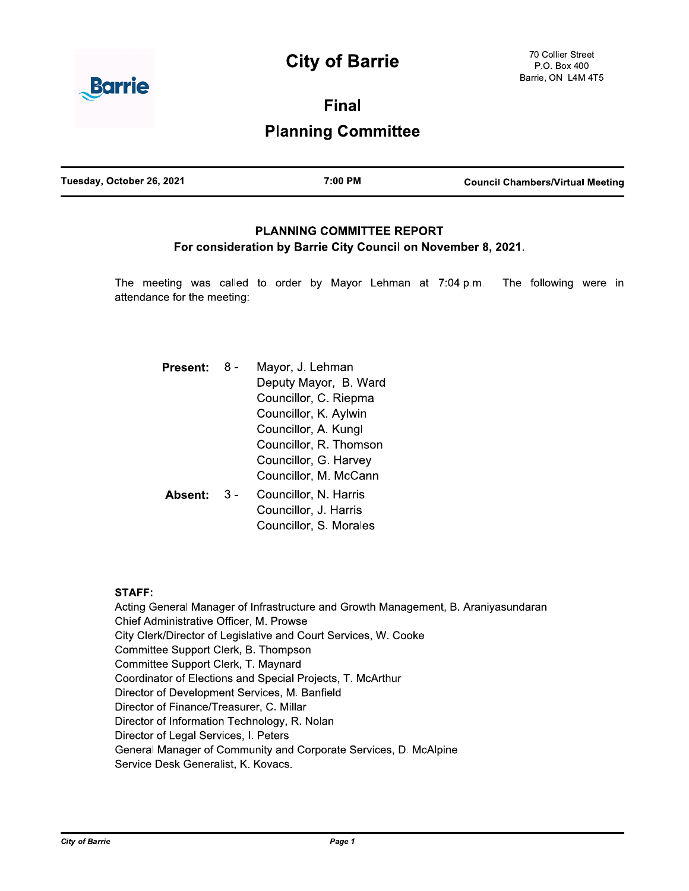# City of Barrie

70 Collier Street
P.O. Box 400
Barrie, ON L4M 4T5

## Final

## Planning Committee

| Tuesday, October 26, 2021 | 7:00 PM | Council Chambers/Virtual Meeting |
|---|---|---|

### PLANNING COMMITTEE REPORT

**For consideration by Barrie City Council on November 8, 2021.**

The meeting was called to order by Mayor Lehman at 7:04 p.m. The following were in attendance for the meeting:

**Present:** 8 -
Mayor, J. Lehman
Deputy Mayor, B. Ward
Councillor, C. Riepma
Councillor, K. Aylwin
Councillor, A. Kungl
Councillor, R. Thomson
Councillor, G. Harvey
Councillor, M. McCann

**Absent:** 3 -
Councillor, N. Harris
Councillor, J. Harris
Councillor, S. Morales

**STAFF:**

Acting General Manager of Infrastructure and Growth Management, B. Araniyasundaran
Chief Administrative Officer, M. Prowse
City Clerk/Director of Legislative and Court Services, W. Cooke
Committee Support Clerk, B. Thompson
Committee Support Clerk, T. Maynard
Coordinator of Elections and Special Projects, T. McArthur
Director of Development Services, M. Banfield
Director of Finance/Treasurer, C. Millar
Director of Information Technology, R. Nolan
Director of Legal Services, I. Peters
General Manager of Community and Corporate Services, D. McAlpine
Service Desk Generalist, K. Kovacs.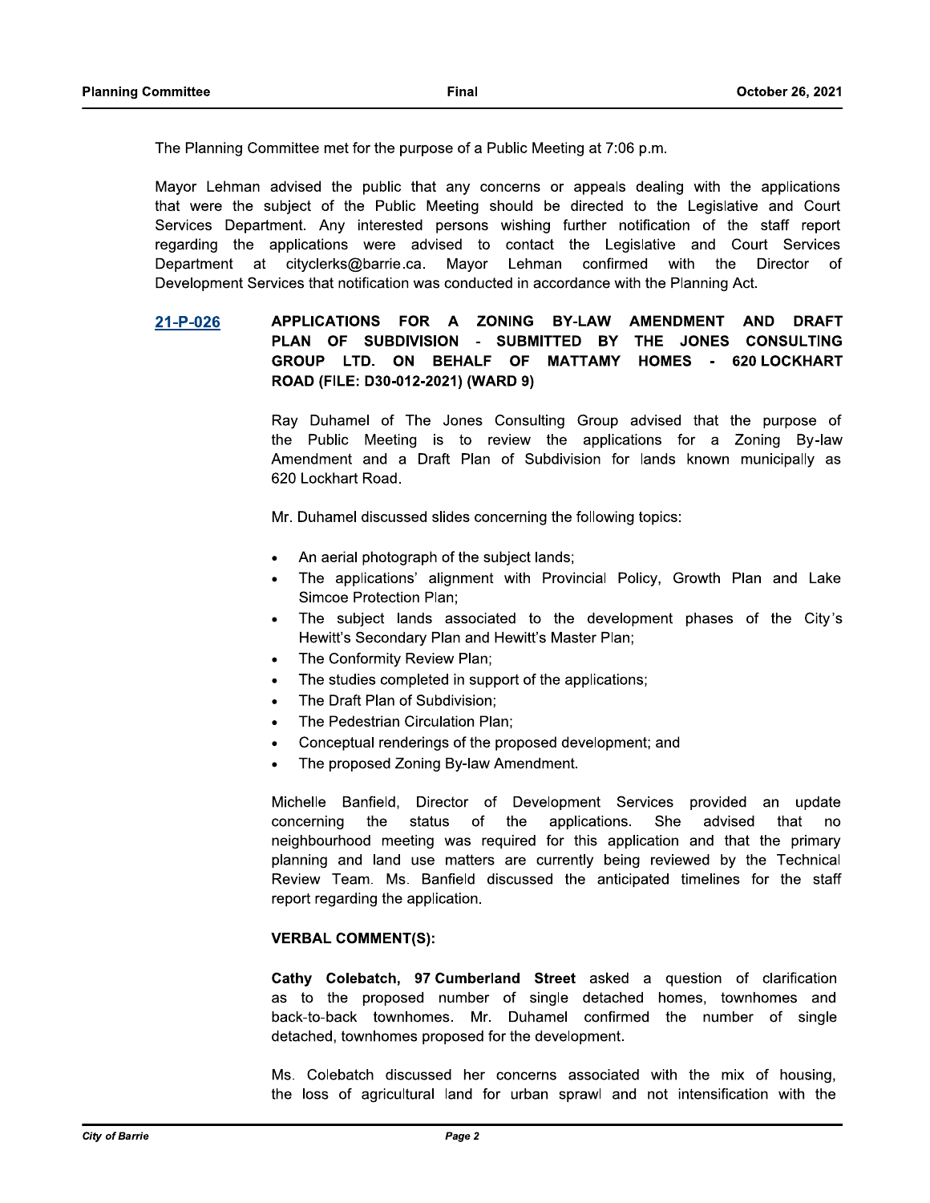The Planning Committee met for the purpose of a Public Meeting at 7:06 p.m.

Mayor Lehman advised the public that any concerns or appeals dealing with the applications that were the subject of the Public Meeting should be directed to the Legislative and Court Services Department. Any interested persons wishing further notification of the staff report regarding the applications were advised to contact the Legislative and Court Services Department at cityclerks@barrie.ca. Mayor Lehman confirmed with the Director of Development Services that notification was conducted in accordance with the Planning Act.

**21-P-026** **APPLICATIONS FOR A ZONING BY-LAW AMENDMENT AND DRAFT PLAN OF SUBDIVISION - SUBMITTED BY THE JONES CONSULTING GROUP LTD. ON BEHALF OF MATTAMY HOMES - 620 LOCKHART ROAD (FILE: D30-012-2021) (WARD 9)**

Ray Duhamel of The Jones Consulting Group advised that the purpose of the Public Meeting is to review the applications for a Zoning By-law Amendment and a Draft Plan of Subdivision for lands known municipally as 620 Lockhart Road.

Mr. Duhamel discussed slides concerning the following topics:

- An aerial photograph of the subject lands;
- The applications' alignment with Provincial Policy, Growth Plan and Lake Simcoe Protection Plan;
- The subject lands associated to the development phases of the City's Hewitt's Secondary Plan and Hewitt's Master Plan;
- The Conformity Review Plan;
- The studies completed in support of the applications;
- The Draft Plan of Subdivision;
- The Pedestrian Circulation Plan;
- Conceptual renderings of the proposed development; and
- The proposed Zoning By-law Amendment.

Michelle Banfield, Director of Development Services provided an update concerning the status of the applications. She advised that no neighbourhood meeting was required for this application and that the primary planning and land use matters are currently being reviewed by the Technical Review Team. Ms. Banfield discussed the anticipated timelines for the staff report regarding the application.

**VERBAL COMMENT(S):**

**Cathy Colebatch, 97 Cumberland Street** asked a question of clarification as to the proposed number of single detached homes, townhomes and back-to-back townhomes. Mr. Duhamel confirmed the number of single detached, townhomes proposed for the development.

Ms. Colebatch discussed her concerns associated with the mix of housing, the loss of agricultural land for urban sprawl and not intensification with the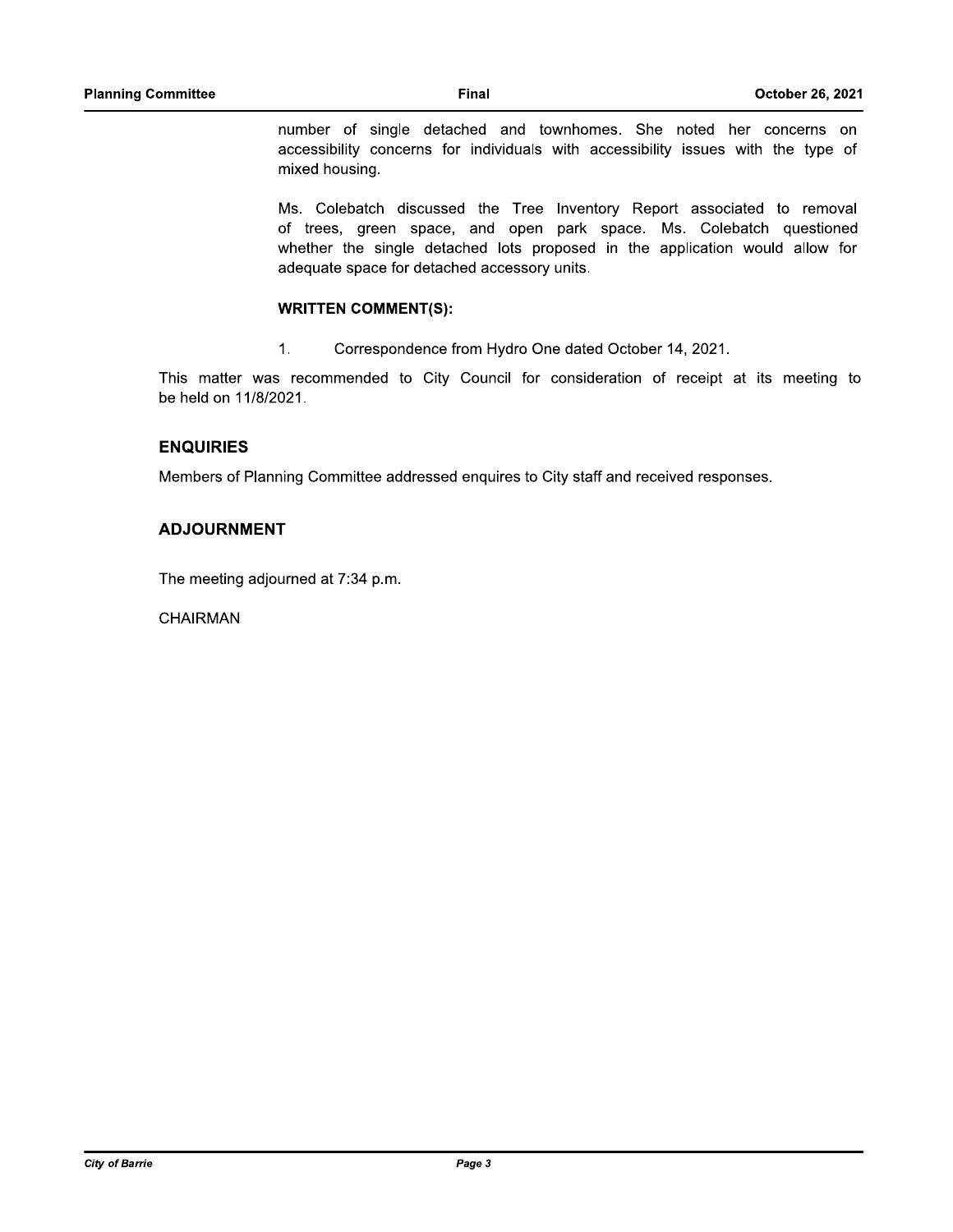number of single detached and townhomes. She noted her concerns on accessibility concerns for individuals with accessibility issues with the type of mixed housing.

Ms. Colebatch discussed the Tree Inventory Report associated to removal of trees, green space, and open park space. Ms. Colebatch questioned whether the single detached lots proposed in the application would allow for adequate space for detached accessory units.

**WRITTEN COMMENT(S):**

1. Correspondence from Hydro One dated October 14, 2021.

This matter was recommended to City Council for consideration of receipt at its meeting to be held on 11/8/2021.

### ENQUIRIES

Members of Planning Committee addressed enquires to City staff and received responses.

### ADJOURNMENT

The meeting adjourned at 7:34 p.m.

CHAIRMAN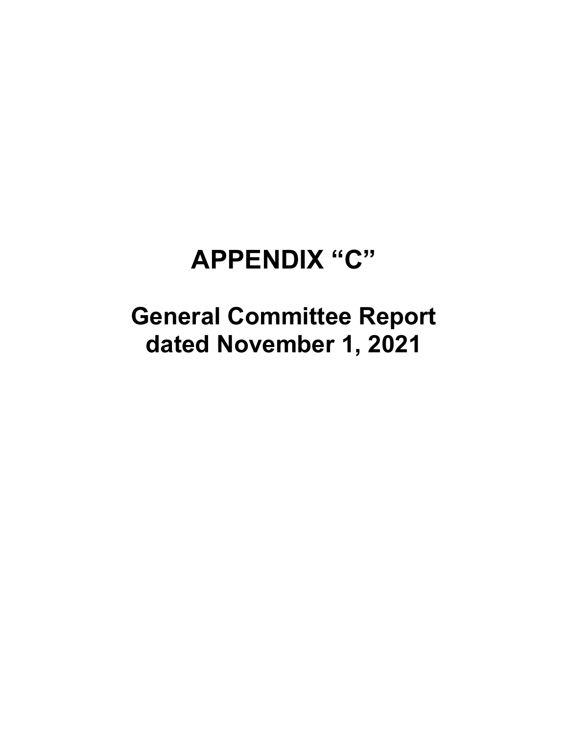# APPENDIX “C”

## General Committee Report dated November 1, 2021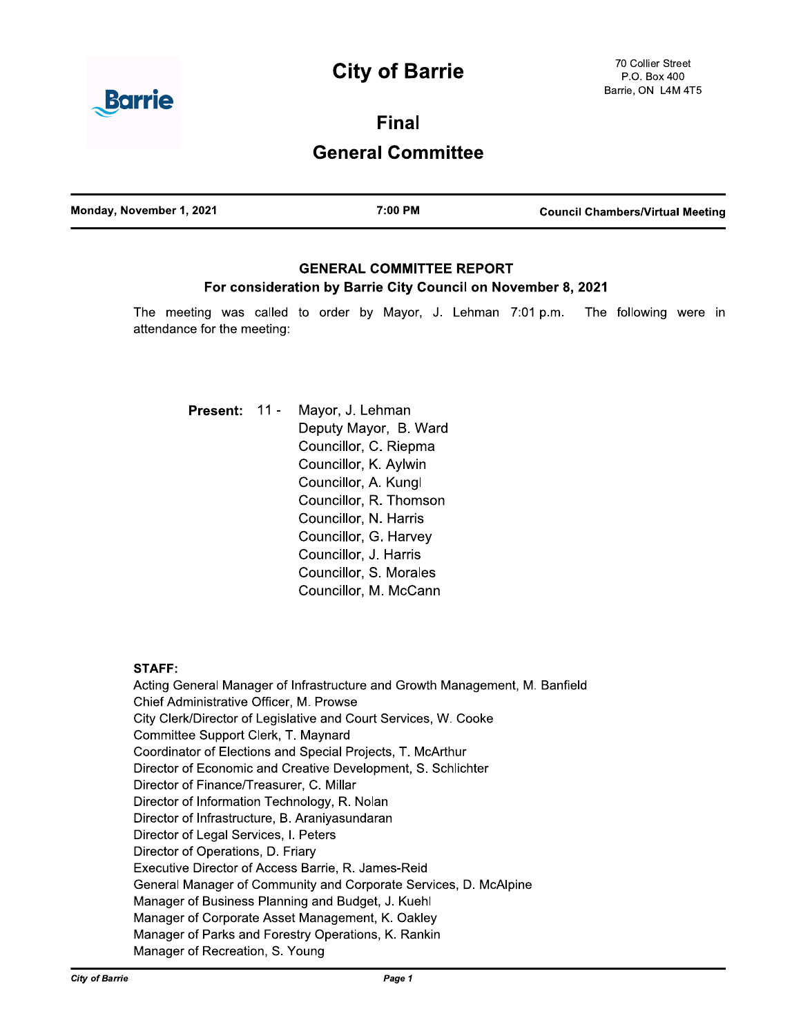# City of Barrie

70 Collier Street
P.O. Box 400
Barrie, ON L4M 4T5

## Final

## General Committee

| Monday, November 1, 2021 | 7:00 PM | Council Chambers/Virtual Meeting |
|---|---|---|

### GENERAL COMMITTEE REPORT

**For consideration by Barrie City Council on November 8, 2021**

The meeting was called to order by Mayor, J. Lehman 7:01 p.m. The following were in attendance for the meeting:

**Present:** 11 - Mayor, J. Lehman
Deputy Mayor, B. Ward
Councillor, C. Riepma
Councillor, K. Aylwin
Councillor, A. Kungl
Councillor, R. Thomson
Councillor, N. Harris
Councillor, G. Harvey
Councillor, J. Harris
Councillor, S. Morales
Councillor, M. McCann

**STAFF:**

Acting General Manager of Infrastructure and Growth Management, M. Banfield
Chief Administrative Officer, M. Prowse
City Clerk/Director of Legislative and Court Services, W. Cooke
Committee Support Clerk, T. Maynard
Coordinator of Elections and Special Projects, T. McArthur
Director of Economic and Creative Development, S. Schlichter
Director of Finance/Treasurer, C. Millar
Director of Information Technology, R. Nolan
Director of Infrastructure, B. Araniyasundaran
Director of Legal Services, I. Peters
Director of Operations, D. Friary
Executive Director of Access Barrie, R. James-Reid
General Manager of Community and Corporate Services, D. McAlpine
Manager of Business Planning and Budget, J. Kuehl
Manager of Corporate Asset Management, K. Oakley
Manager of Parks and Forestry Operations, K. Rankin
Manager of Recreation, S. Young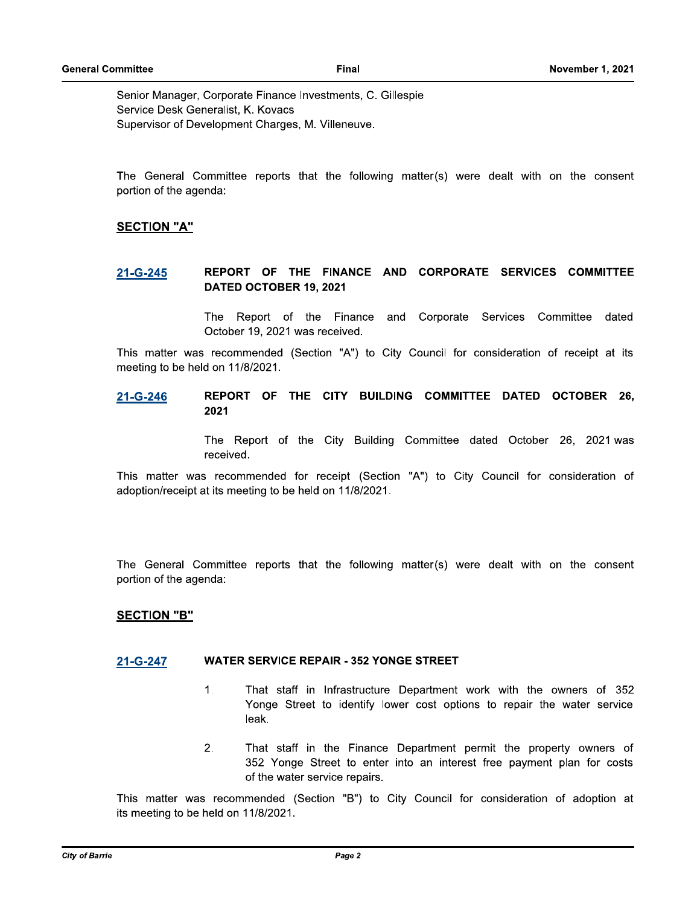Senior Manager, Corporate Finance Investments, C. Gillespie
Service Desk Generalist, K. Kovacs
Supervisor of Development Charges, M. Villeneuve.

The General Committee reports that the following matter(s) were dealt with on the consent portion of the agenda:

**SECTION "A"**

**21-G-245 REPORT OF THE FINANCE AND CORPORATE SERVICES COMMITTEE DATED OCTOBER 19, 2021**

The Report of the Finance and Corporate Services Committee dated October 19, 2021 was received.

This matter was recommended (Section "A") to City Council for consideration of receipt at its meeting to be held on 11/8/2021.

**21-G-246 REPORT OF THE CITY BUILDING COMMITTEE DATED OCTOBER 26, 2021**

The Report of the City Building Committee dated October 26, 2021 was received.

This matter was recommended for receipt (Section "A") to City Council for consideration of adoption/receipt at its meeting to be held on 11/8/2021.

The General Committee reports that the following matter(s) were dealt with on the consent portion of the agenda:

**SECTION "B"**

**21-G-247 WATER SERVICE REPAIR - 352 YONGE STREET**

1. That staff in Infrastructure Department work with the owners of 352 Yonge Street to identify lower cost options to repair the water service leak.

2. That staff in the Finance Department permit the property owners of 352 Yonge Street to enter into an interest free payment plan for costs of the water service repairs.

This matter was recommended (Section "B") to City Council for consideration of adoption at its meeting to be held on 11/8/2021.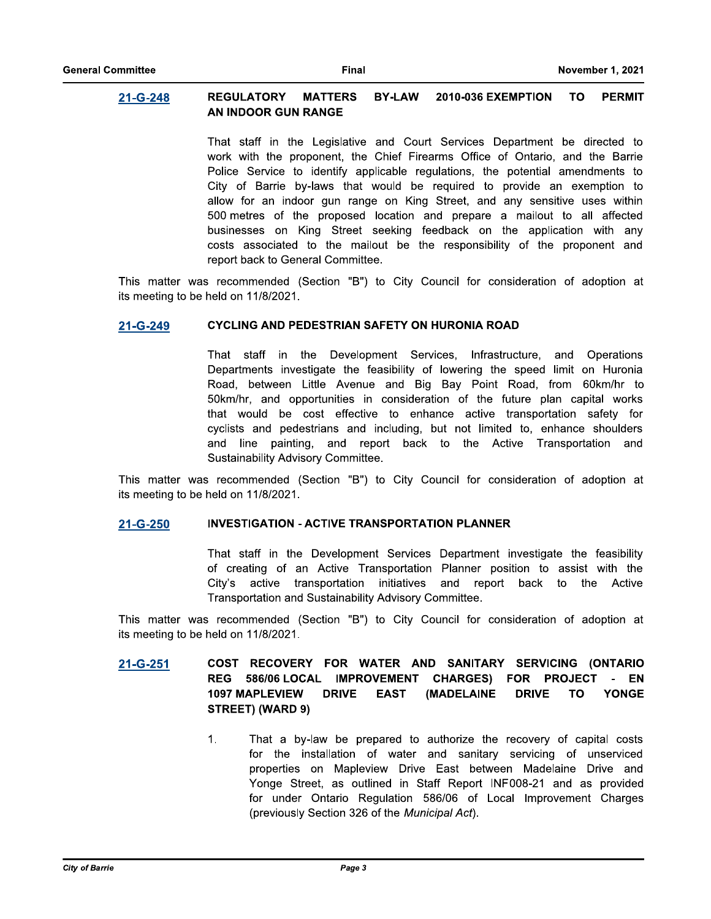**21-G-248 REGULATORY MATTERS BY-LAW 2010-036 EXEMPTION TO PERMIT AN INDOOR GUN RANGE**

That staff in the Legislative and Court Services Department be directed to work with the proponent, the Chief Firearms Office of Ontario, and the Barrie Police Service to identify applicable regulations, the potential amendments to City of Barrie by-laws that would be required to provide an exemption to allow for an indoor gun range on King Street, and any sensitive uses within 500 metres of the proposed location and prepare a mailout to all affected businesses on King Street seeking feedback on the application with any costs associated to the mailout be the responsibility of the proponent and report back to General Committee.

This matter was recommended (Section "B") to City Council for consideration of adoption at its meeting to be held on 11/8/2021.

**21-G-249 CYCLING AND PEDESTRIAN SAFETY ON HURONIA ROAD**

That staff in the Development Services, Infrastructure, and Operations Departments investigate the feasibility of lowering the speed limit on Huronia Road, between Little Avenue and Big Bay Point Road, from 60km/hr to 50km/hr, and opportunities in consideration of the future plan capital works that would be cost effective to enhance active transportation safety for cyclists and pedestrians and including, but not limited to, enhance shoulders and line painting, and report back to the Active Transportation and Sustainability Advisory Committee.

This matter was recommended (Section "B") to City Council for consideration of adoption at its meeting to be held on 11/8/2021.

**21-G-250 INVESTIGATION - ACTIVE TRANSPORTATION PLANNER**

That staff in the Development Services Department investigate the feasibility of creating of an Active Transportation Planner position to assist with the City's active transportation initiatives and report back to the Active Transportation and Sustainability Advisory Committee.

This matter was recommended (Section "B") to City Council for consideration of adoption at its meeting to be held on 11/8/2021.

**21-G-251 COST RECOVERY FOR WATER AND SANITARY SERVICING (ONTARIO REG 586/06 LOCAL IMPROVEMENT CHARGES) FOR PROJECT - EN 1097 MAPLEVIEW DRIVE EAST (MADELAINE DRIVE TO YONGE STREET) (WARD 9)**

1. That a by-law be prepared to authorize the recovery of capital costs for the installation of water and sanitary servicing of unserviced properties on Mapleview Drive East between Madelaine Drive and Yonge Street, as outlined in Staff Report INF008-21 and as provided for under Ontario Regulation 586/06 of Local Improvement Charges (previously Section 326 of the *Municipal Act*).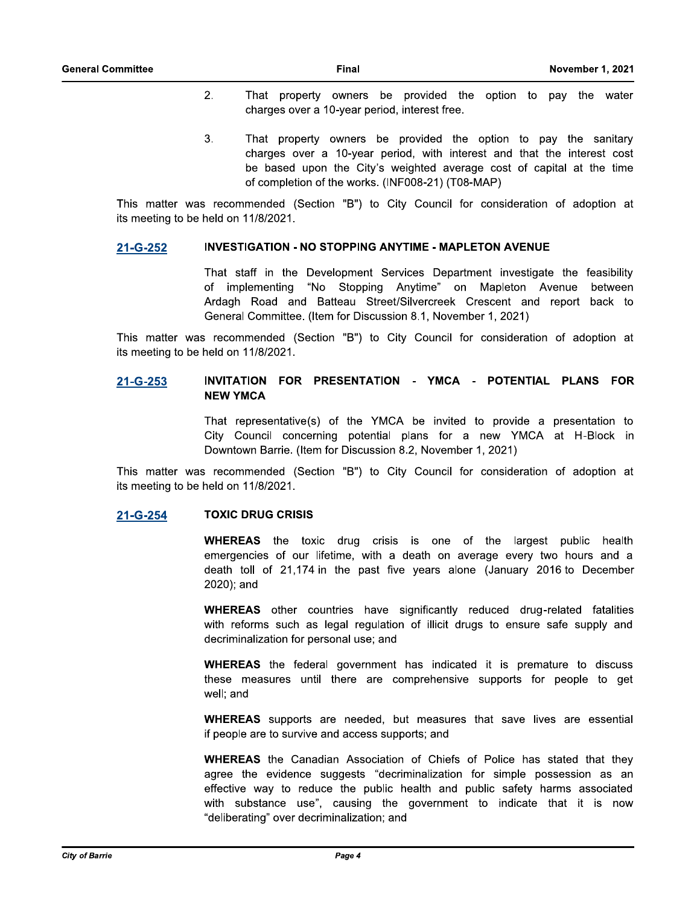2. That property owners be provided the option to pay the water charges over a 10-year period, interest free.

3. That property owners be provided the option to pay the sanitary charges over a 10-year period, with interest and that the interest cost be based upon the City's weighted average cost of capital at the time of completion of the works. (INF008-21) (T08-MAP)

This matter was recommended (Section "B") to City Council for consideration of adoption at its meeting to be held on 11/8/2021.

### 21-G-252 INVESTIGATION - NO STOPPING ANYTIME - MAPLETON AVENUE

That staff in the Development Services Department investigate the feasibility of implementing "No Stopping Anytime" on Mapleton Avenue between Ardagh Road and Batteau Street/Silvercreek Crescent and report back to General Committee. (Item for Discussion 8.1, November 1, 2021)

This matter was recommended (Section "B") to City Council for consideration of adoption at its meeting to be held on 11/8/2021.

### 21-G-253 INVITATION FOR PRESENTATION - YMCA - POTENTIAL PLANS FOR NEW YMCA

That representative(s) of the YMCA be invited to provide a presentation to City Council concerning potential plans for a new YMCA at H-Block in Downtown Barrie. (Item for Discussion 8.2, November 1, 2021)

This matter was recommended (Section "B") to City Council for consideration of adoption at its meeting to be held on 11/8/2021.

### 21-G-254 TOXIC DRUG CRISIS

**WHEREAS** the toxic drug crisis is one of the largest public health emergencies of our lifetime, with a death on average every two hours and a death toll of 21,174 in the past five years alone (January 2016 to December 2020); and

**WHEREAS** other countries have significantly reduced drug-related fatalities with reforms such as legal regulation of illicit drugs to ensure safe supply and decriminalization for personal use; and

**WHEREAS** the federal government has indicated it is premature to discuss these measures until there are comprehensive supports for people to get well; and

**WHEREAS** supports are needed, but measures that save lives are essential if people are to survive and access supports; and

**WHEREAS** the Canadian Association of Chiefs of Police has stated that they agree the evidence suggests "decriminalization for simple possession as an effective way to reduce the public health and public safety harms associated with substance use", causing the government to indicate that it is now "deliberating" over decriminalization; and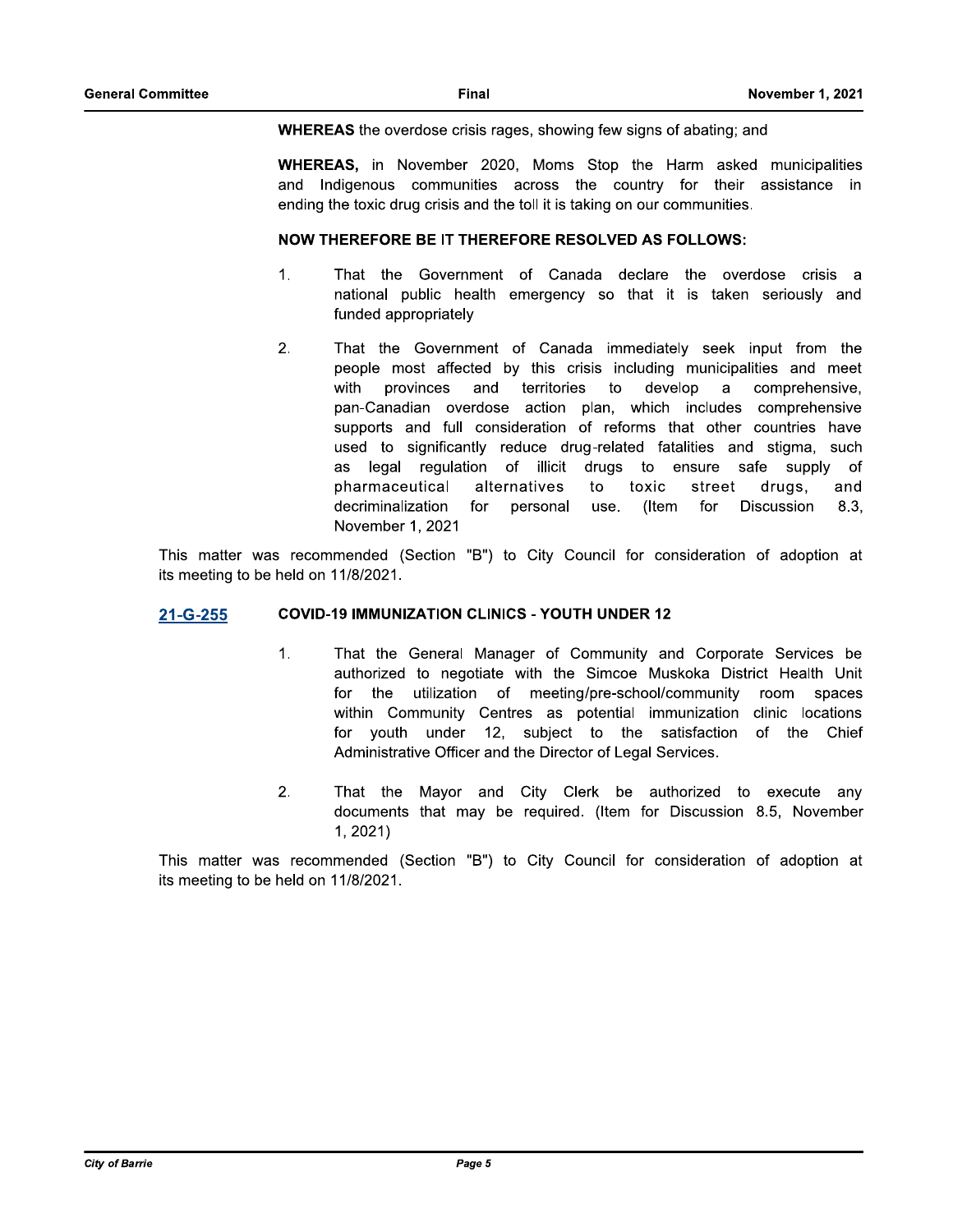**WHEREAS** the overdose crisis rages, showing few signs of abating; and

**WHEREAS,** in November 2020, Moms Stop the Harm asked municipalities and Indigenous communities across the country for their assistance in ending the toxic drug crisis and the toll it is taking on our communities.

**NOW THEREFORE BE IT THEREFORE RESOLVED AS FOLLOWS:**

1. That the Government of Canada declare the overdose crisis a national public health emergency so that it is taken seriously and funded appropriately

2. That the Government of Canada immediately seek input from the people most affected by this crisis including municipalities and meet with provinces and territories to develop a comprehensive, pan-Canadian overdose action plan, which includes comprehensive supports and full consideration of reforms that other countries have used to significantly reduce drug-related fatalities and stigma, such as legal regulation of illicit drugs to ensure safe supply of pharmaceutical alternatives to toxic street drugs, and decriminalization for personal use. (Item for Discussion 8.3, November 1, 2021

This matter was recommended (Section "B") to City Council for consideration of adoption at its meeting to be held on 11/8/2021.

## 21-G-255 COVID-19 IMMUNIZATION CLINICS - YOUTH UNDER 12

1. That the General Manager of Community and Corporate Services be authorized to negotiate with the Simcoe Muskoka District Health Unit for the utilization of meeting/pre-school/community room spaces within Community Centres as potential immunization clinic locations for youth under 12, subject to the satisfaction of the Chief Administrative Officer and the Director of Legal Services.

2. That the Mayor and City Clerk be authorized to execute any documents that may be required. (Item for Discussion 8.5, November 1, 2021)

This matter was recommended (Section "B") to City Council for consideration of adoption at its meeting to be held on 11/8/2021.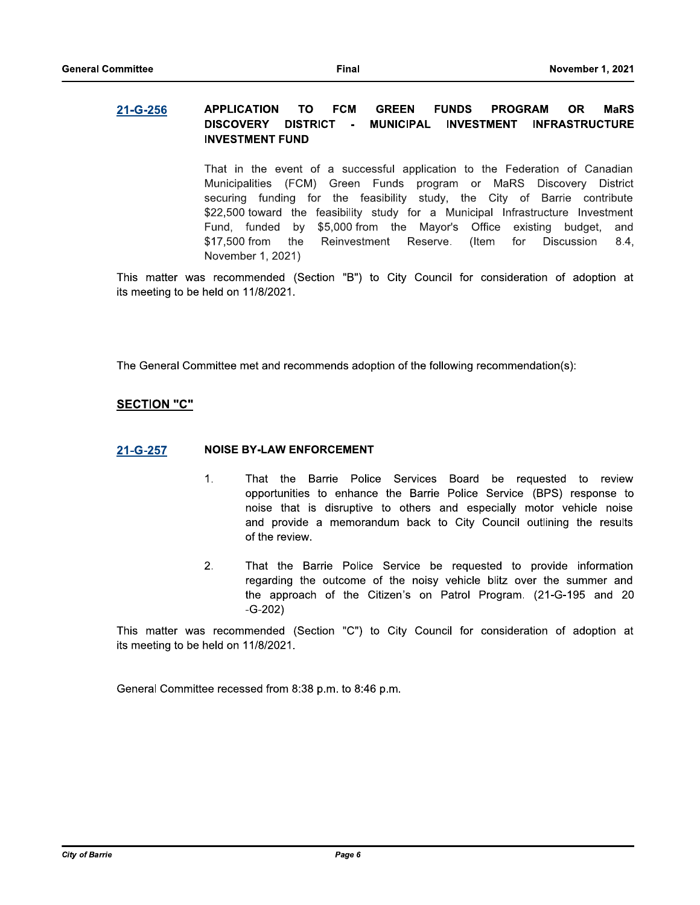**21-G-256** **APPLICATION TO FCM GREEN FUNDS PROGRAM OR MaRS DISCOVERY DISTRICT - MUNICIPAL INVESTMENT INFRASTRUCTURE INVESTMENT FUND**

That in the event of a successful application to the Federation of Canadian Municipalities (FCM) Green Funds program or MaRS Discovery District securing funding for the feasibility study, the City of Barrie contribute $22,500 toward the feasibility study for a Municipal Infrastructure Investment Fund, funded by $5,000 from the Mayor's Office existing budget, and $17,500 from the Reinvestment Reserve. (Item for Discussion 8.4, November 1, 2021)

This matter was recommended (Section "B") to City Council for consideration of adoption at its meeting to be held on 11/8/2021.

The General Committee met and recommends adoption of the following recommendation(s):

## SECTION "C"

**21-G-257** **NOISE BY-LAW ENFORCEMENT**

1. That the Barrie Police Services Board be requested to review opportunities to enhance the Barrie Police Service (BPS) response to noise that is disruptive to others and especially motor vehicle noise and provide a memorandum back to City Council outlining the results of the review.

2. That the Barrie Police Service be requested to provide information regarding the outcome of the noisy vehicle blitz over the summer and the approach of the Citizen's on Patrol Program. (21-G-195 and 20-G-202)

This matter was recommended (Section "C") to City Council for consideration of adoption at its meeting to be held on 11/8/2021.

General Committee recessed from 8:38 p.m. to 8:46 p.m.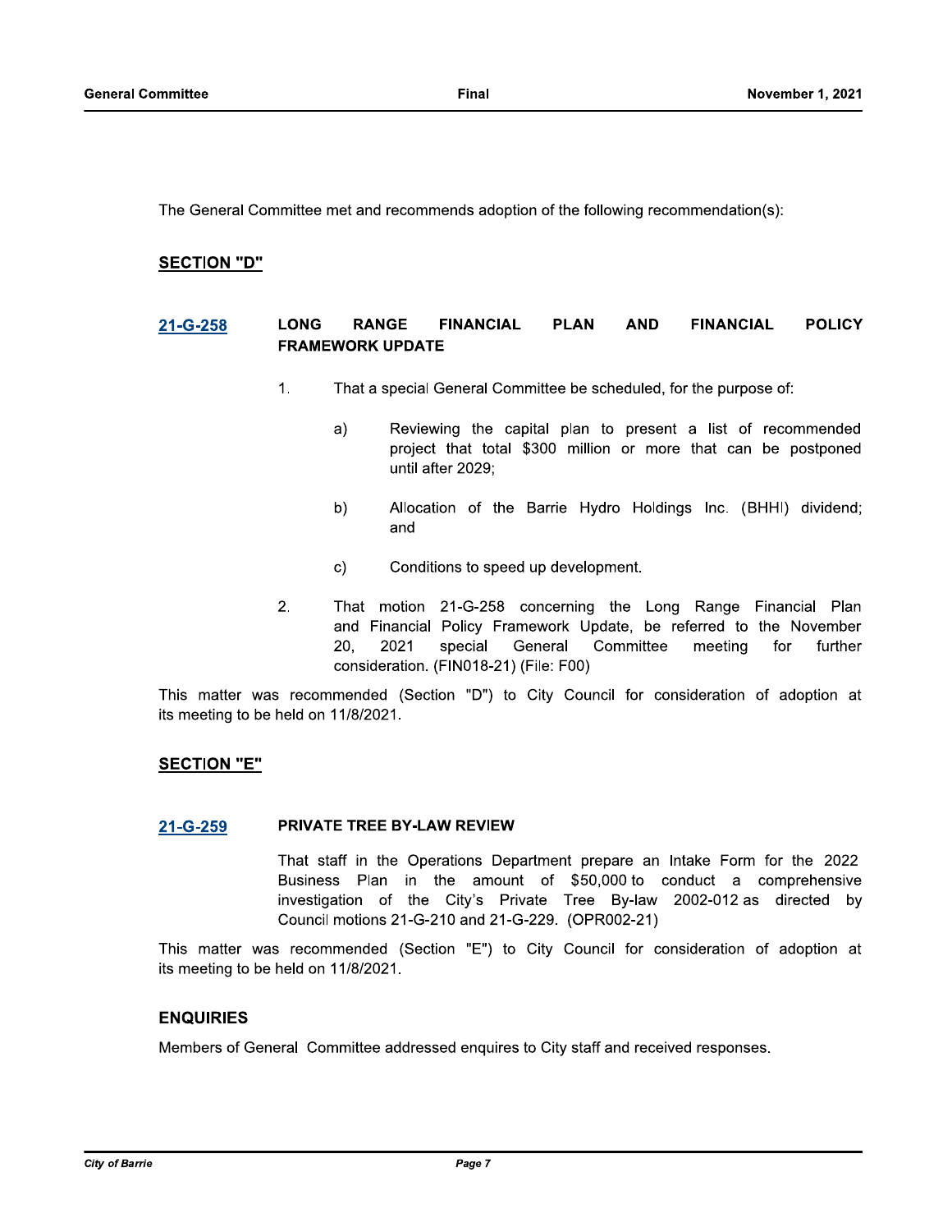The General Committee met and recommends adoption of the following recommendation(s):

## SECTION "D"

### 21-G-258 LONG RANGE FINANCIAL PLAN AND FINANCIAL POLICY FRAMEWORK UPDATE

1. That a special General Committee be scheduled, for the purpose of:

   a) Reviewing the capital plan to present a list of recommended project that total $300 million or more that can be postponed until after 2029;

   b) Allocation of the Barrie Hydro Holdings Inc. (BHHI) dividend; and

   c) Conditions to speed up development.

2. That motion 21-G-258 concerning the Long Range Financial Plan and Financial Policy Framework Update, be referred to the November 20, 2021 special General Committee meeting for further consideration. (FIN018-21) (File: F00)

This matter was recommended (Section "D") to City Council for consideration of adoption at its meeting to be held on 11/8/2021.

## SECTION "E"

### 21-G-259 PRIVATE TREE BY-LAW REVIEW

That staff in the Operations Department prepare an Intake Form for the 2022 Business Plan in the amount of $50,000 to conduct a comprehensive investigation of the City's Private Tree By-law 2002-012 as directed by Council motions 21-G-210 and 21-G-229. (OPR002-21)

This matter was recommended (Section "E") to City Council for consideration of adoption at its meeting to be held on 11/8/2021.

## ENQUIRIES

Members of General Committee addressed enquires to City staff and received responses.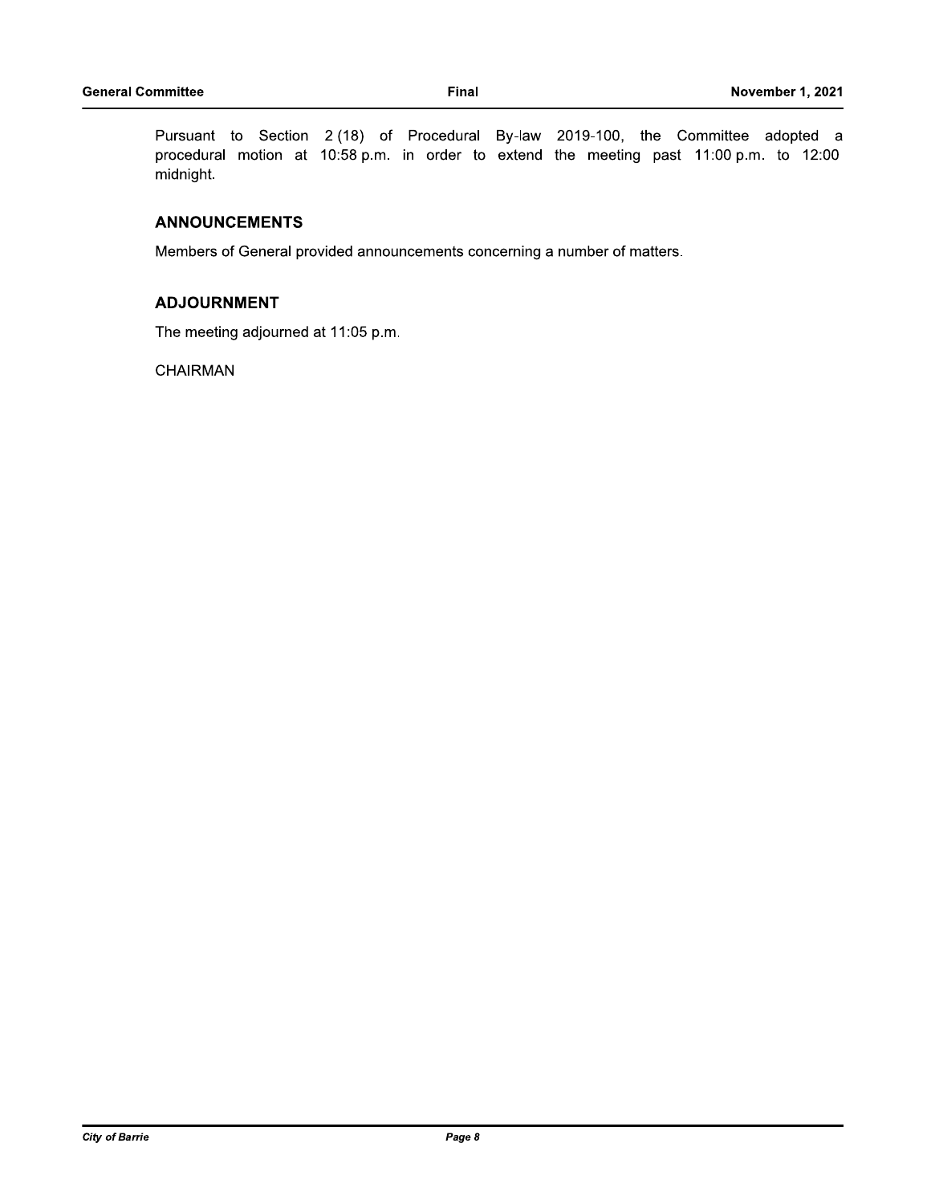Pursuant to Section 2 (18) of Procedural By-law 2019-100, the Committee adopted a procedural motion at 10:58 p.m. in order to extend the meeting past 11:00 p.m. to 12:00 midnight.

## ANNOUNCEMENTS

Members of General provided announcements concerning a number of matters.

## ADJOURNMENT

The meeting adjourned at 11:05 p.m.

CHAIRMAN